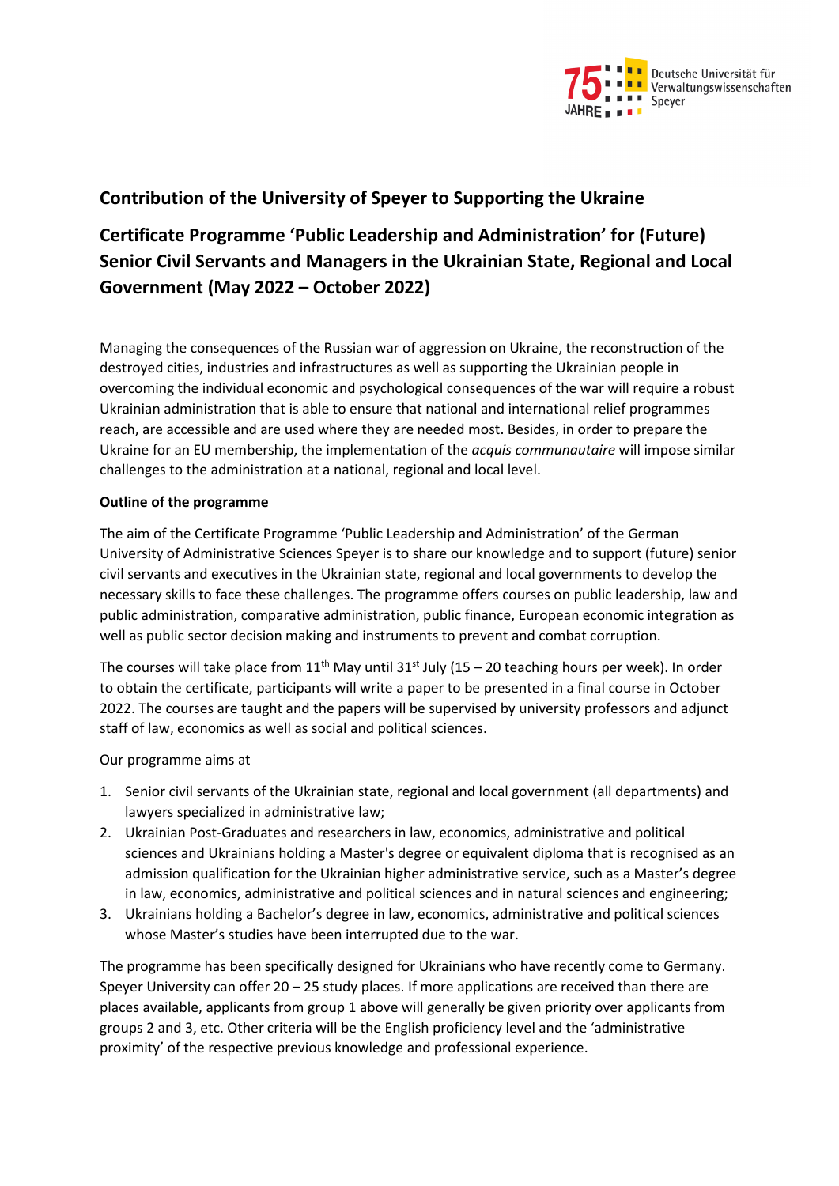Deutsche Universität für Verwaltungswissenschaften Speyer

## Contribution of the University of Speyer to Supporting the Ukraine

## Certificate Programme 'Public Leadership and Administration' for (Future) Senior Civil Servants and Managers in the Ukrainian State, Regional and Local Government (May 2022 – October 2022)

Managing the consequences of the Russian war of aggression on Ukraine, the reconstruction of the destroyed cities, industries and infrastructures as well as supporting the Ukrainian people in overcoming the individual economic and psychological consequences of the war will require a robust Ukrainian administration that is able to ensure that national and international relief programmes reach, are accessible and are used where they are needed most. Besides, in order to prepare the Ukraine for an EU membership, the implementation of the *acquis communautaire* will impose similar challenges to the administration at a national, regional and local level.

**Outline of the programme**

The aim of the Certificate Programme 'Public Leadership and Administration' of the German University of Administrative Sciences Speyer is to share our knowledge and to support (future) senior civil servants and executives in the Ukrainian state, regional and local governments to develop the necessary skills to face these challenges. The programme offers courses on public leadership, law and public administration, comparative administration, public finance, European economic integration as well as public sector decision making and instruments to prevent and combat corruption.

The courses will take place from 11th May until 31st July (15 – 20 teaching hours per week). In order to obtain the certificate, participants will write a paper to be presented in a final course in October 2022. The courses are taught and the papers will be supervised by university professors and adjunct staff of law, economics as well as social and political sciences.

Our programme aims at

1. Senior civil servants of the Ukrainian state, regional and local government (all departments) and lawyers specialized in administrative law;
2. Ukrainian Post-Graduates and researchers in law, economics, administrative and political sciences and Ukrainians holding a Master's degree or equivalent diploma that is recognised as an admission qualification for the Ukrainian higher administrative service, such as a Master's degree in law, economics, administrative and political sciences and in natural sciences and engineering;
3. Ukrainians holding a Bachelor's degree in law, economics, administrative and political sciences whose Master's studies have been interrupted due to the war.

The programme has been specifically designed for Ukrainians who have recently come to Germany. Speyer University can offer 20 – 25 study places. If more applications are received than there are places available, applicants from group 1 above will generally be given priority over applicants from groups 2 and 3, etc. Other criteria will be the English proficiency level and the 'administrative proximity' of the respective previous knowledge and professional experience.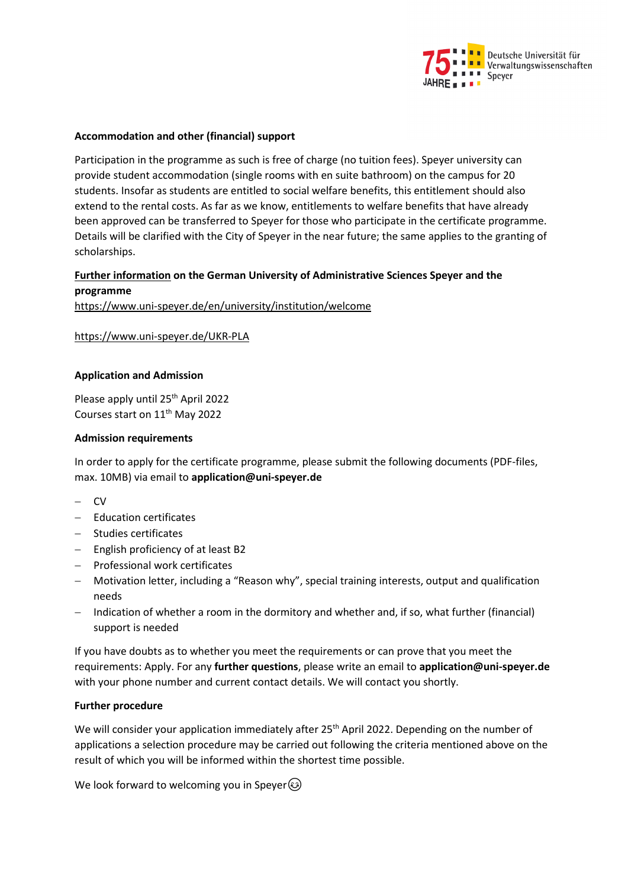**Accommodation and other (financial) support**

Participation in the programme as such is free of charge (no tuition fees). Speyer university can provide student accommodation (single rooms with en suite bathroom) on the campus for 20 students. Insofar as students are entitled to social welfare benefits, this entitlement should also extend to the rental costs. As far as we know, entitlements to welfare benefits that have already been approved can be transferred to Speyer for those who participate in the certificate programme. Details will be clarified with the City of Speyer in the near future; the same applies to the granting of scholarships.

**Further information on the German University of Administrative Sciences Speyer and the programme**

https://www.uni-speyer.de/en/university/institution/welcome

https://www.uni-speyer.de/UKR-PLA

**Application and Admission**

Please apply until 25th April 2022
Courses start on 11th May 2022

**Admission requirements**

In order to apply for the certificate programme, please submit the following documents (PDF-files, max. 10MB) via email to **application@uni-speyer.de**

- CV
- Education certificates
- Studies certificates
- English proficiency of at least B2
- Professional work certificates
- Motivation letter, including a "Reason why", special training interests, output and qualification needs
- Indication of whether a room in the dormitory and whether and, if so, what further (financial) support is needed

If you have doubts as to whether you meet the requirements or can prove that you meet the requirements: Apply. For any **further questions**, please write an email to **application@uni-speyer.de** with your phone number and current contact details. We will contact you shortly.

**Further procedure**

We will consider your application immediately after 25th April 2022. Depending on the number of applications a selection procedure may be carried out following the criteria mentioned above on the result of which you will be informed within the shortest time possible.

We look forward to welcoming you in Speyer😉